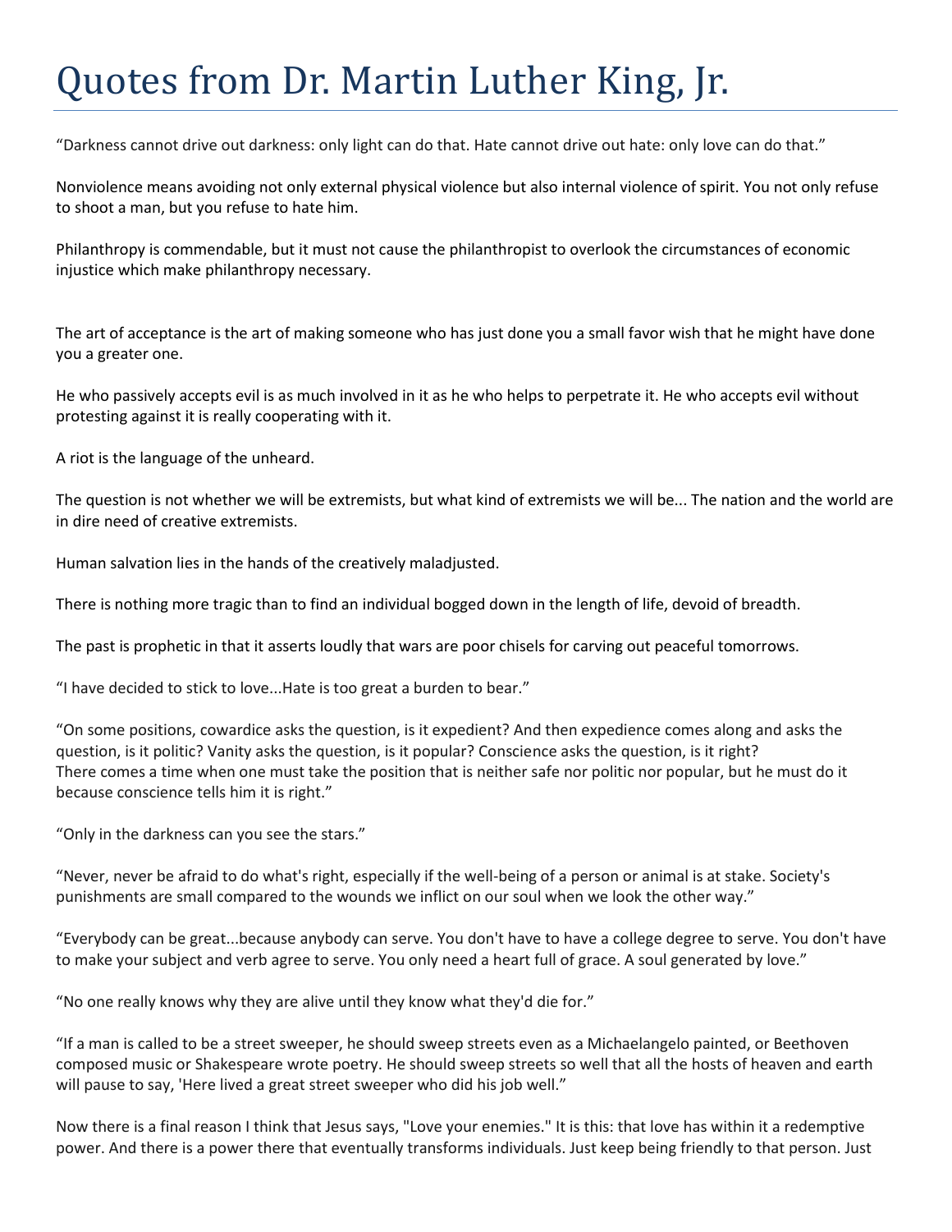# Quotes from Dr. Martin Luther King, Jr.

“Darkness cannot drive out darkness: only light can do that. Hate cannot drive out hate: only love can do that.”

Nonviolence means avoiding not only external physical violence but also internal violence of spirit. You not only refuse to shoot a man, but you refuse to hate him.

Philanthropy is commendable, but it must not cause the philanthropist to overlook the circumstances of economic injustice which make philanthropy necessary.

The art of acceptance is the art of making someone who has just done you a small favor wish that he might have done you a greater one.

He who passively accepts evil is as much involved in it as he who helps to perpetrate it. He who accepts evil without protesting against it is really cooperating with it.

A riot is the language of the unheard.

The question is not whether we will be extremists, but what kind of extremists we will be... The nation and the world are in dire need of creative extremists.

Human salvation lies in the hands of the creatively maladjusted.

There is nothing more tragic than to find an individual bogged down in the length of life, devoid of breadth.

The past is prophetic in that it asserts loudly that wars are poor chisels for carving out peaceful tomorrows.

“I have decided to stick to love...Hate is too great a burden to bear.”

“On some positions, cowardice asks the question, is it expedient? And then expedience comes along and asks the question, is it politic? Vanity asks the question, is it popular? Conscience asks the question, is it right?
There comes a time when one must take the position that is neither safe nor politic nor popular, but he must do it because conscience tells him it is right.”

“Only in the darkness can you see the stars.”

“Never, never be afraid to do what's right, especially if the well-being of a person or animal is at stake. Society's punishments are small compared to the wounds we inflict on our soul when we look the other way.”

“Everybody can be great...because anybody can serve. You don't have to have a college degree to serve. You don't have to make your subject and verb agree to serve. You only need a heart full of grace. A soul generated by love.”

“No one really knows why they are alive until they know what they'd die for.”

“If a man is called to be a street sweeper, he should sweep streets even as a Michaelangelo painted, or Beethoven composed music or Shakespeare wrote poetry. He should sweep streets so well that all the hosts of heaven and earth will pause to say, 'Here lived a great street sweeper who did his job well.”

Now there is a final reason I think that Jesus says, "Love your enemies." It is this: that love has within it a redemptive power. And there is a power there that eventually transforms individuals. Just keep being friendly to that person. Just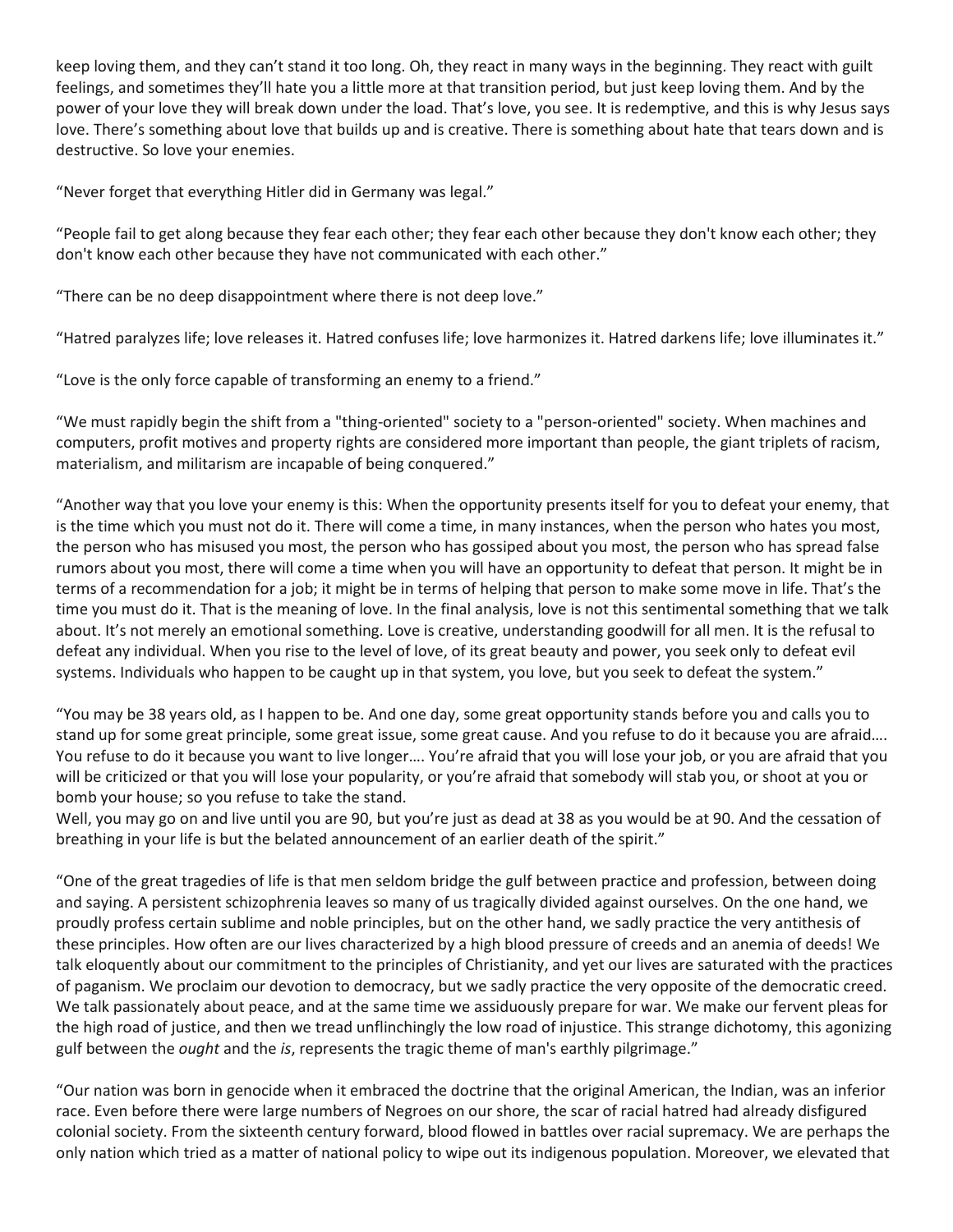keep loving them, and they can't stand it too long. Oh, they react in many ways in the beginning. They react with guilt feelings, and sometimes they'll hate you a little more at that transition period, but just keep loving them. And by the power of your love they will break down under the load. That's love, you see. It is redemptive, and this is why Jesus says love. There's something about love that builds up and is creative. There is something about hate that tears down and is destructive. So love your enemies.

"Never forget that everything Hitler did in Germany was legal."

"People fail to get along because they fear each other; they fear each other because they don't know each other; they don't know each other because they have not communicated with each other."

"There can be no deep disappointment where there is not deep love."

"Hatred paralyzes life; love releases it. Hatred confuses life; love harmonizes it. Hatred darkens life; love illuminates it."

"Love is the only force capable of transforming an enemy to a friend."

"We must rapidly begin the shift from a "thing-oriented" society to a "person-oriented" society. When machines and computers, profit motives and property rights are considered more important than people, the giant triplets of racism, materialism, and militarism are incapable of being conquered."

"Another way that you love your enemy is this: When the opportunity presents itself for you to defeat your enemy, that is the time which you must not do it. There will come a time, in many instances, when the person who hates you most, the person who has misused you most, the person who has gossiped about you most, the person who has spread false rumors about you most, there will come a time when you will have an opportunity to defeat that person. It might be in terms of a recommendation for a job; it might be in terms of helping that person to make some move in life. That's the time you must do it. That is the meaning of love. In the final analysis, love is not this sentimental something that we talk about. It's not merely an emotional something. Love is creative, understanding goodwill for all men. It is the refusal to defeat any individual. When you rise to the level of love, of its great beauty and power, you seek only to defeat evil systems. Individuals who happen to be caught up in that system, you love, but you seek to defeat the system."

"You may be 38 years old, as I happen to be. And one day, some great opportunity stands before you and calls you to stand up for some great principle, some great issue, some great cause. And you refuse to do it because you are afraid…. You refuse to do it because you want to live longer…. You're afraid that you will lose your job, or you are afraid that you will be criticized or that you will lose your popularity, or you're afraid that somebody will stab you, or shoot at you or bomb your house; so you refuse to take the stand.
Well, you may go on and live until you are 90, but you're just as dead at 38 as you would be at 90. And the cessation of breathing in your life is but the belated announcement of an earlier death of the spirit."

"One of the great tragedies of life is that men seldom bridge the gulf between practice and profession, between doing and saying. A persistent schizophrenia leaves so many of us tragically divided against ourselves. On the one hand, we proudly profess certain sublime and noble principles, but on the other hand, we sadly practice the very antithesis of these principles. How often are our lives characterized by a high blood pressure of creeds and an anemia of deeds! We talk eloquently about our commitment to the principles of Christianity, and yet our lives are saturated with the practices of paganism. We proclaim our devotion to democracy, but we sadly practice the very opposite of the democratic creed. We talk passionately about peace, and at the same time we assiduously prepare for war. We make our fervent pleas for the high road of justice, and then we tread unflinchingly the low road of injustice. This strange dichotomy, this agonizing gulf between the *ought* and the *is*, represents the tragic theme of man's earthly pilgrimage."

"Our nation was born in genocide when it embraced the doctrine that the original American, the Indian, was an inferior race. Even before there were large numbers of Negroes on our shore, the scar of racial hatred had already disfigured colonial society. From the sixteenth century forward, blood flowed in battles over racial supremacy. We are perhaps the only nation which tried as a matter of national policy to wipe out its indigenous population. Moreover, we elevated that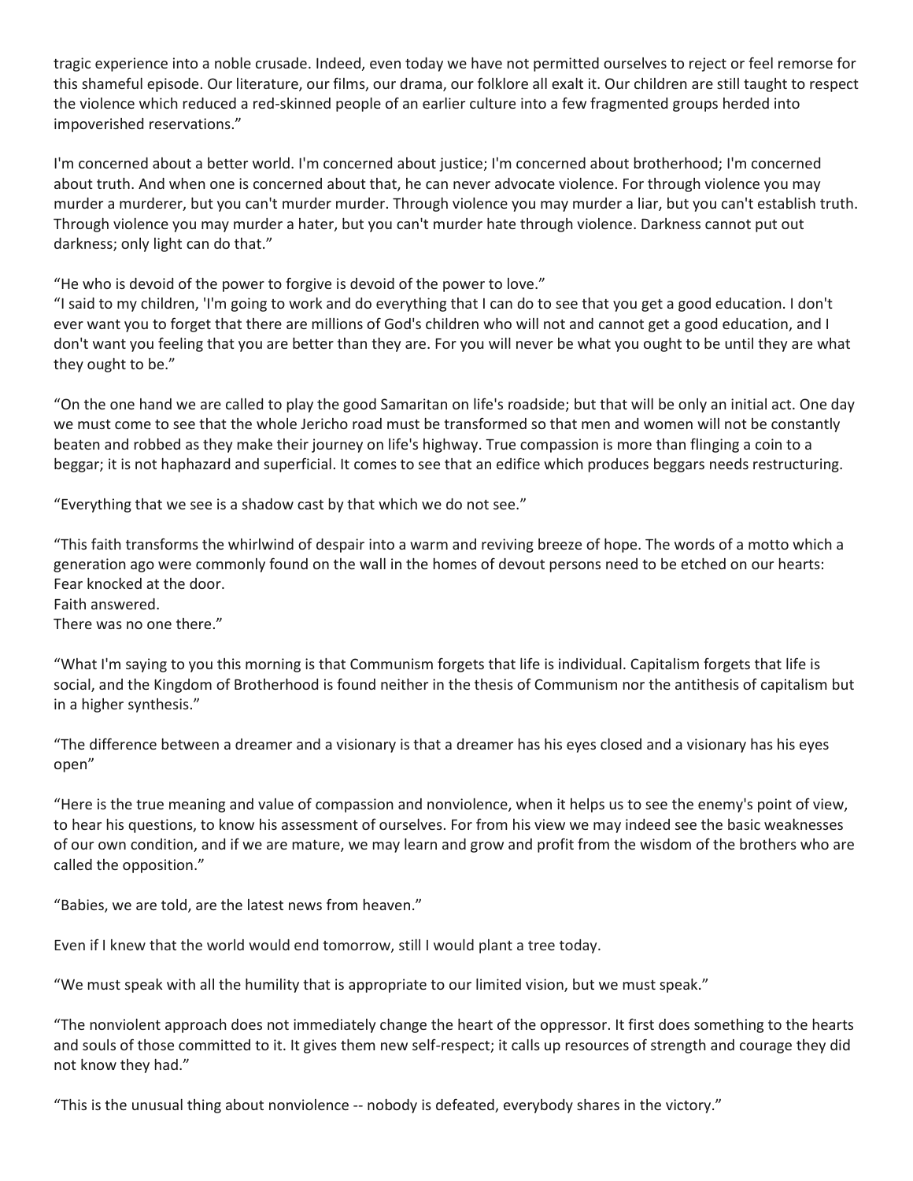tragic experience into a noble crusade. Indeed, even today we have not permitted ourselves to reject or feel remorse for this shameful episode. Our literature, our films, our drama, our folklore all exalt it. Our children are still taught to respect the violence which reduced a red-skinned people of an earlier culture into a few fragmented groups herded into impoverished reservations."

I'm concerned about a better world. I'm concerned about justice; I'm concerned about brotherhood; I'm concerned about truth. And when one is concerned about that, he can never advocate violence. For through violence you may murder a murderer, but you can't murder murder. Through violence you may murder a liar, but you can't establish truth. Through violence you may murder a hater, but you can't murder hate through violence. Darkness cannot put out darkness; only light can do that."

"He who is devoid of the power to forgive is devoid of the power to love."

"I said to my children, 'I'm going to work and do everything that I can do to see that you get a good education. I don't ever want you to forget that there are millions of God's children who will not and cannot get a good education, and I don't want you feeling that you are better than they are. For you will never be what you ought to be until they are what they ought to be."

"On the one hand we are called to play the good Samaritan on life's roadside; but that will be only an initial act. One day we must come to see that the whole Jericho road must be transformed so that men and women will not be constantly beaten and robbed as they make their journey on life's highway. True compassion is more than flinging a coin to a beggar; it is not haphazard and superficial. It comes to see that an edifice which produces beggars needs restructuring.

"Everything that we see is a shadow cast by that which we do not see."

"This faith transforms the whirlwind of despair into a warm and reviving breeze of hope. The words of a motto which a generation ago were commonly found on the wall in the homes of devout persons need to be etched on our hearts:
Fear knocked at the door.
Faith answered.
There was no one there."

"What I'm saying to you this morning is that Communism forgets that life is individual. Capitalism forgets that life is social, and the Kingdom of Brotherhood is found neither in the thesis of Communism nor the antithesis of capitalism but in a higher synthesis."

"The difference between a dreamer and a visionary is that a dreamer has his eyes closed and a visionary has his eyes open"

"Here is the true meaning and value of compassion and nonviolence, when it helps us to see the enemy's point of view, to hear his questions, to know his assessment of ourselves. For from his view we may indeed see the basic weaknesses of our own condition, and if we are mature, we may learn and grow and profit from the wisdom of the brothers who are called the opposition."

"Babies, we are told, are the latest news from heaven."

Even if I knew that the world would end tomorrow, still I would plant a tree today.

"We must speak with all the humility that is appropriate to our limited vision, but we must speak."

"The nonviolent approach does not immediately change the heart of the oppressor. It first does something to the hearts and souls of those committed to it. It gives them new self-respect; it calls up resources of strength and courage they did not know they had."

"This is the unusual thing about nonviolence -- nobody is defeated, everybody shares in the victory."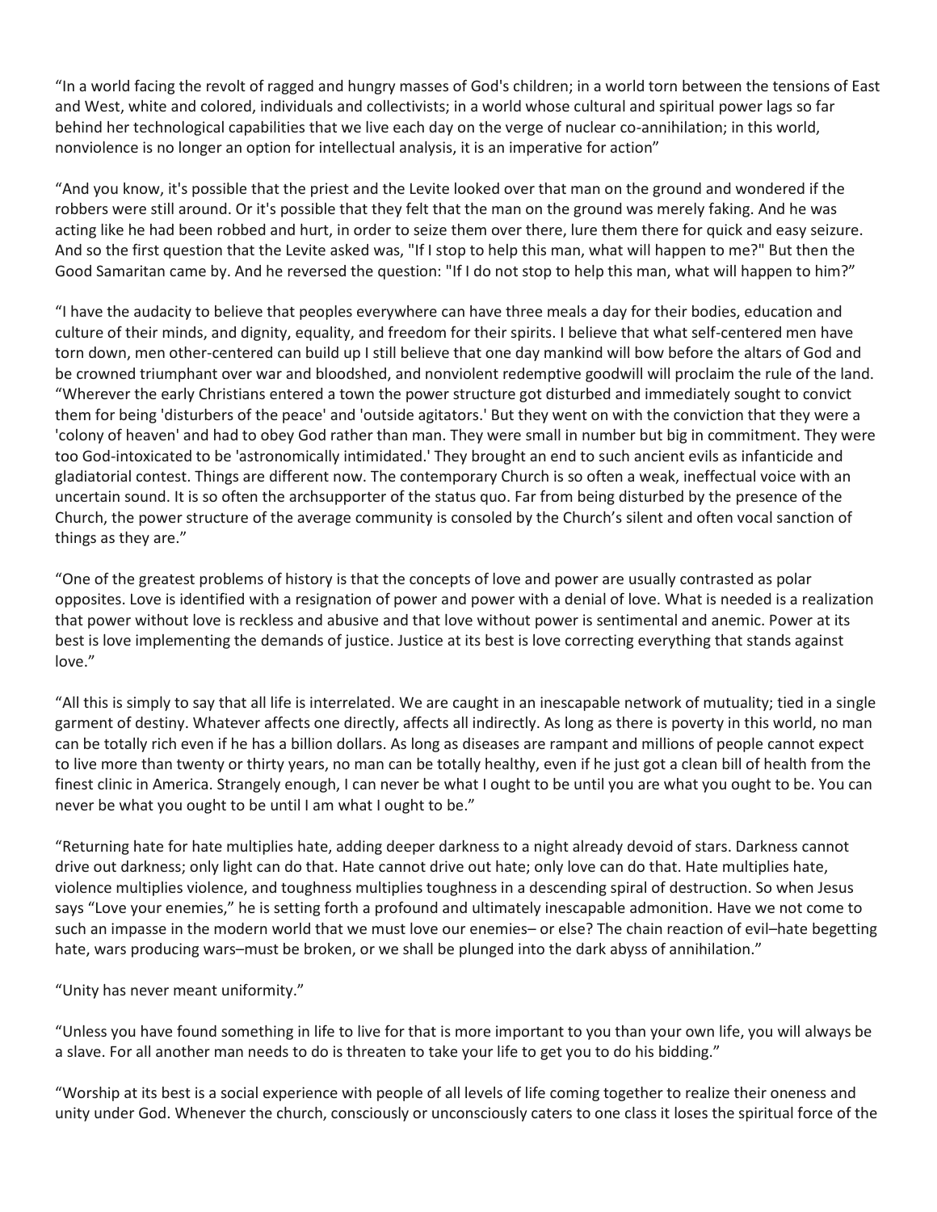"In a world facing the revolt of ragged and hungry masses of God's children; in a world torn between the tensions of East and West, white and colored, individuals and collectivists; in a world whose cultural and spiritual power lags so far behind her technological capabilities that we live each day on the verge of nuclear co-annihilation; in this world, nonviolence is no longer an option for intellectual analysis, it is an imperative for action"

"And you know, it's possible that the priest and the Levite looked over that man on the ground and wondered if the robbers were still around. Or it's possible that they felt that the man on the ground was merely faking. And he was acting like he had been robbed and hurt, in order to seize them over there, lure them there for quick and easy seizure. And so the first question that the Levite asked was, "If I stop to help this man, what will happen to me?" But then the Good Samaritan came by. And he reversed the question: "If I do not stop to help this man, what will happen to him?"

"I have the audacity to believe that peoples everywhere can have three meals a day for their bodies, education and culture of their minds, and dignity, equality, and freedom for their spirits. I believe that what self-centered men have torn down, men other-centered can build up I still believe that one day mankind will bow before the altars of God and be crowned triumphant over war and bloodshed, and nonviolent redemptive goodwill will proclaim the rule of the land.
"Wherever the early Christians entered a town the power structure got disturbed and immediately sought to convict them for being 'disturbers of the peace' and 'outside agitators.' But they went on with the conviction that they were a 'colony of heaven' and had to obey God rather than man. They were small in number but big in commitment. They were too God-intoxicated to be 'astronomically intimidated.' They brought an end to such ancient evils as infanticide and gladiatorial contest. Things are different now. The contemporary Church is so often a weak, ineffectual voice with an uncertain sound. It is so often the archsupporter of the status quo. Far from being disturbed by the presence of the Church, the power structure of the average community is consoled by the Church's silent and often vocal sanction of things as they are."

"One of the greatest problems of history is that the concepts of love and power are usually contrasted as polar opposites. Love is identified with a resignation of power and power with a denial of love. What is needed is a realization that power without love is reckless and abusive and that love without power is sentimental and anemic. Power at its best is love implementing the demands of justice. Justice at its best is love correcting everything that stands against love."

"All this is simply to say that all life is interrelated. We are caught in an inescapable network of mutuality; tied in a single garment of destiny. Whatever affects one directly, affects all indirectly. As long as there is poverty in this world, no man can be totally rich even if he has a billion dollars. As long as diseases are rampant and millions of people cannot expect to live more than twenty or thirty years, no man can be totally healthy, even if he just got a clean bill of health from the finest clinic in America. Strangely enough, I can never be what I ought to be until you are what you ought to be. You can never be what you ought to be until I am what I ought to be."

"Returning hate for hate multiplies hate, adding deeper darkness to a night already devoid of stars. Darkness cannot drive out darkness; only light can do that. Hate cannot drive out hate; only love can do that. Hate multiplies hate, violence multiplies violence, and toughness multiplies toughness in a descending spiral of destruction. So when Jesus says "Love your enemies," he is setting forth a profound and ultimately inescapable admonition. Have we not come to such an impasse in the modern world that we must love our enemies– or else? The chain reaction of evil–hate begetting hate, wars producing wars–must be broken, or we shall be plunged into the dark abyss of annihilation."

"Unity has never meant uniformity."

"Unless you have found something in life to live for that is more important to you than your own life, you will always be a slave. For all another man needs to do is threaten to take your life to get you to do his bidding."

"Worship at its best is a social experience with people of all levels of life coming together to realize their oneness and unity under God. Whenever the church, consciously or unconsciously caters to one class it loses the spiritual force of the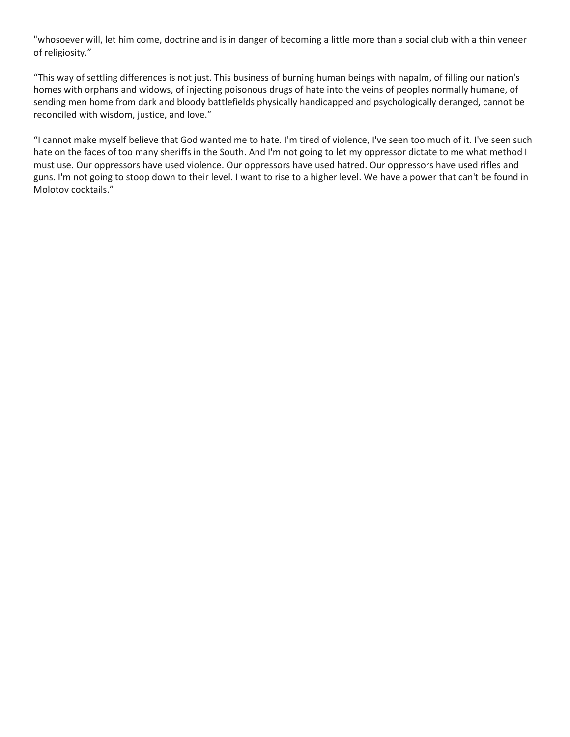"whosoever will, let him come, doctrine and is in danger of becoming a little more than a social club with a thin veneer of religiosity."

"This way of settling differences is not just. This business of burning human beings with napalm, of filling our nation's homes with orphans and widows, of injecting poisonous drugs of hate into the veins of peoples normally humane, of sending men home from dark and bloody battlefields physically handicapped and psychologically deranged, cannot be reconciled with wisdom, justice, and love."

"I cannot make myself believe that God wanted me to hate. I'm tired of violence, I've seen too much of it. I've seen such hate on the faces of too many sheriffs in the South. And I'm not going to let my oppressor dictate to me what method I must use. Our oppressors have used violence. Our oppressors have used hatred. Our oppressors have used rifles and guns. I'm not going to stoop down to their level. I want to rise to a higher level. We have a power that can't be found in Molotov cocktails."